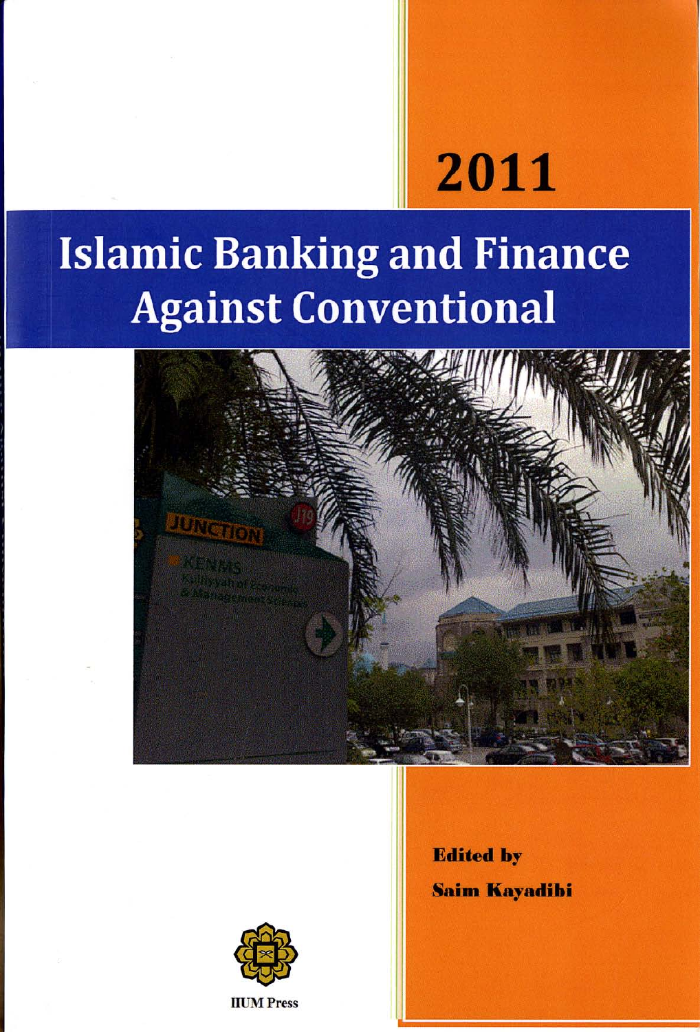# 2011

# Islamic Banking and Finance Against Conventional

**Edited by**

**Saim Kayadibi**

IIUM Press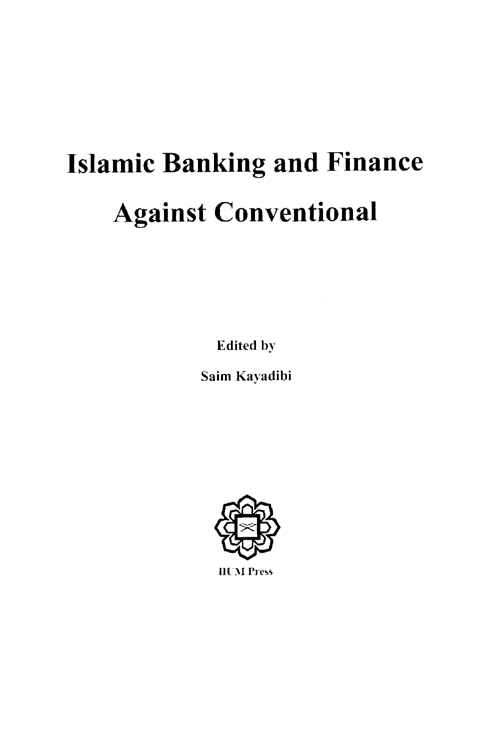# Islamic Banking and Finance Against Conventional

Edited by

Saim Kayadibi

IIUM Press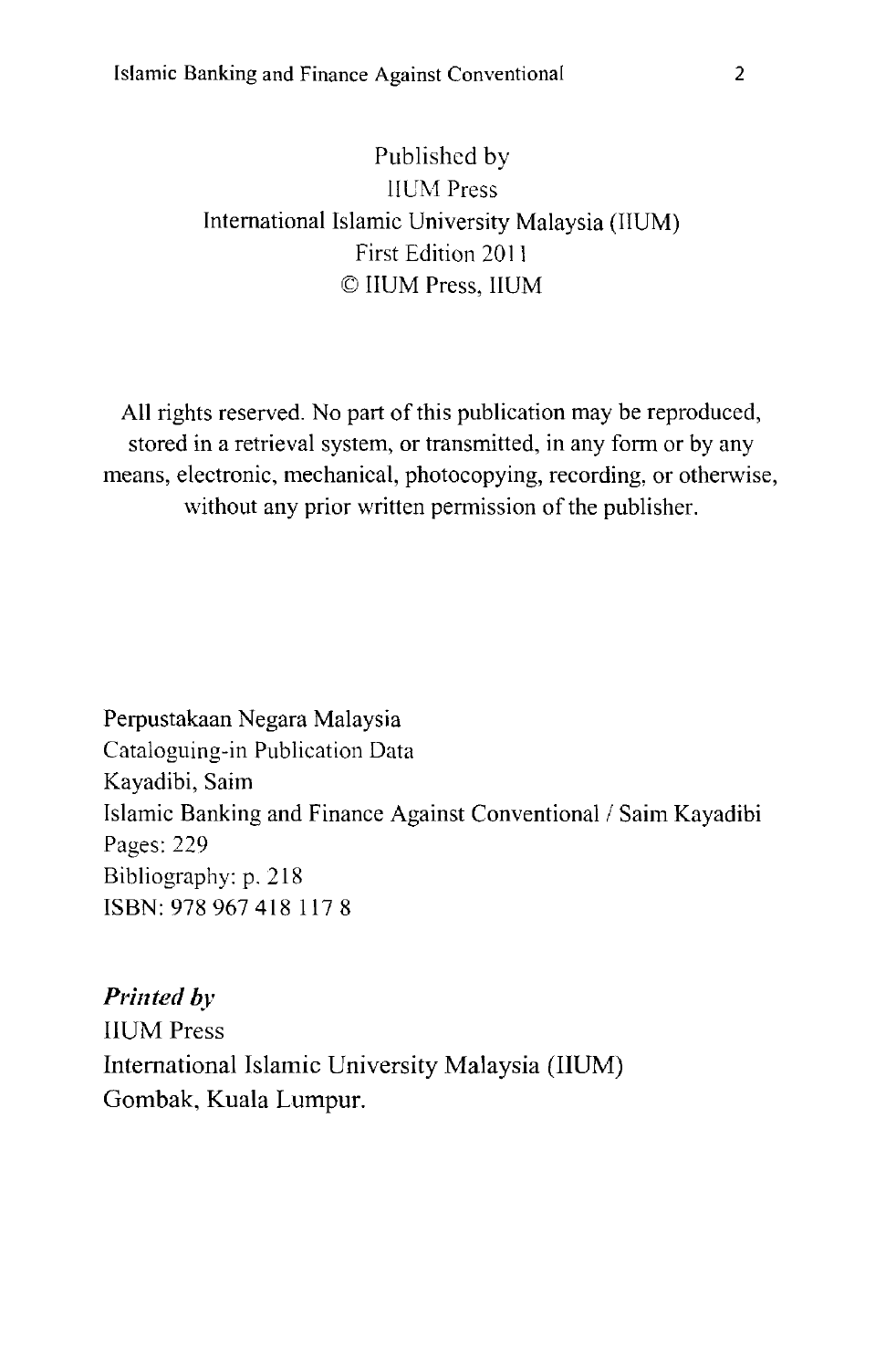Published by
IIUM Press
International Islamic University Malaysia (IIUM)
First Edition 2011
© IIUM Press, IIUM

All rights reserved. No part of this publication may be reproduced, stored in a retrieval system, or transmitted, in any form or by any means, electronic, mechanical, photocopying, recording, or otherwise, without any prior written permission of the publisher.

Perpustakaan Negara Malaysia
Cataloguing-in Publication Data
Kayadibi, Saim
Islamic Banking and Finance Against Conventional / Saim Kayadibi
Pages: 229
Bibliography: p. 218
ISBN: 978 967 418 117 8

***Printed by***
IIUM Press
International Islamic University Malaysia (IIUM)
Gombak, Kuala Lumpur.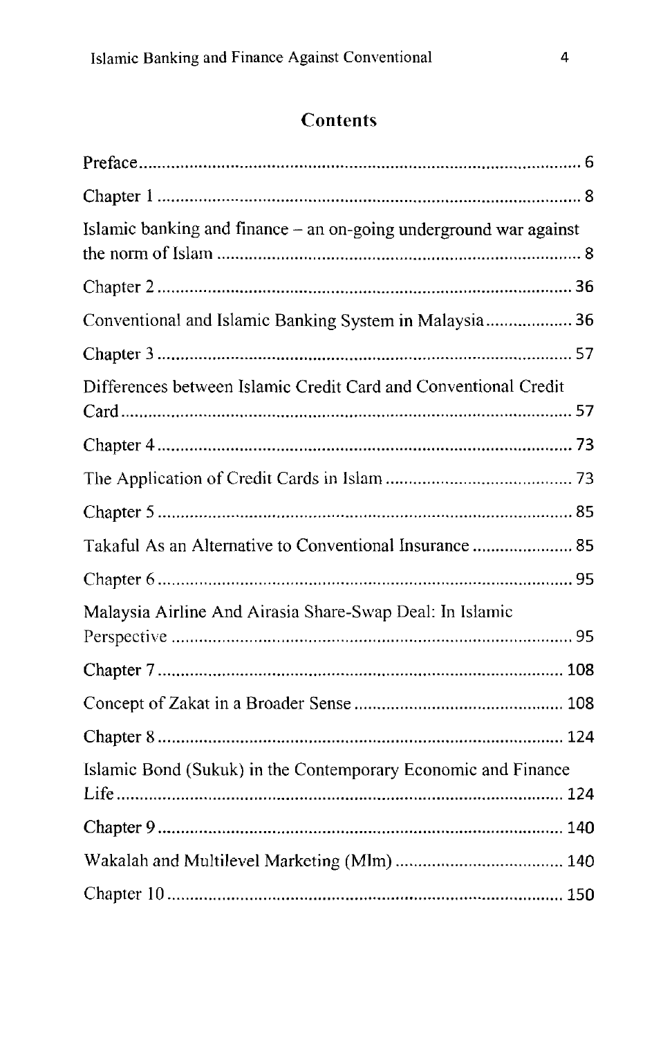## Contents

Preface.................................................................................................. 6

Chapter 1 .............................................................................................. 8

Islamic banking and finance – an on-going underground war against the norm of Islam ................................................................................ 8

Chapter 2 ............................................................................................ 36

Conventional and Islamic Banking System in Malaysia.................. 36

Chapter 3 ............................................................................................ 57

Differences between Islamic Credit Card and Conventional Credit Card..................................................................................................... 57

Chapter 4 ............................................................................................ 73

The Application of Credit Cards in Islam ........................................ 73

Chapter 5 ............................................................................................ 85

Takaful As an Alternative to Conventional Insurance ..................... 85

Chapter 6 ............................................................................................ 95

Malaysia Airline And Airasia Share-Swap Deal: In Islamic Perspective ......................................................................................... 95

Chapter 7 .......................................................................................... 108

Concept of Zakat in a Broader Sense ............................................. 108

Chapter 8 .......................................................................................... 124

Islamic Bond (Sukuk) in the Contemporary Economic and Finance Life .................................................................................................... 124

Chapter 9 .......................................................................................... 140

Wakalah and Multilevel Marketing (Mlm) ..................................... 140

Chapter 10 ........................................................................................ 150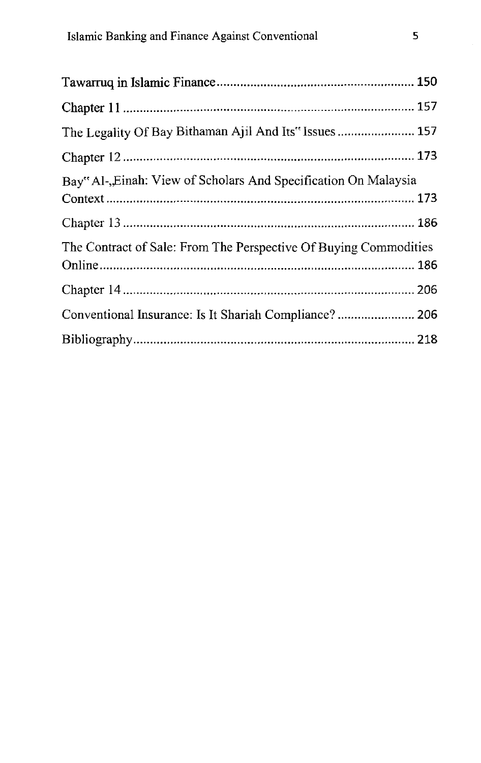Tawarruq in Islamic Finance.......................................................... 150

Chapter 11 ...................................................................................... 157

The Legality Of Bay Bithaman Ajil And Its" Issues ...................... 157

Chapter 12 ...................................................................................... 173

Bay" Al-„Einah: View of Scholars And Specification On Malaysia Context ............................................................................................ 173

Chapter 13 ...................................................................................... 186

The Contract of Sale: From The Perspective Of Buying Commodities Online ............................................................................................. 186

Chapter 14 ...................................................................................... 206

Conventional Insurance: Is It Shariah Compliance? ...................... 206

Bibliography ................................................................................... 218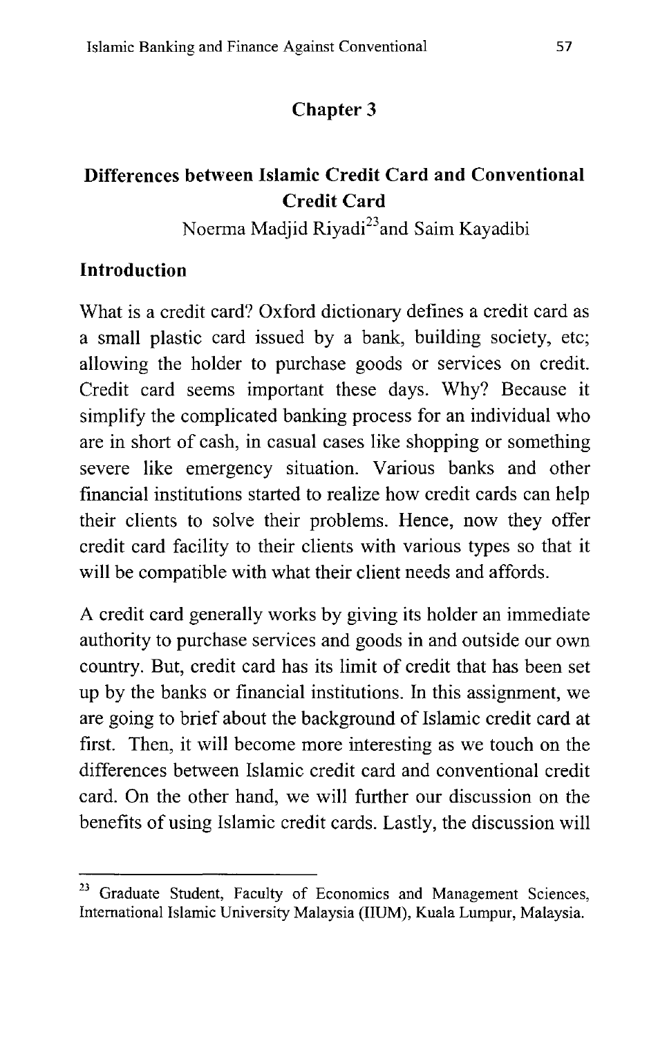## Chapter 3

# Differences between Islamic Credit Card and Conventional Credit Card

Noerma Madjid Riyadi[23] and Saim Kayadibi

### Introduction

What is a credit card? Oxford dictionary defines a credit card as a small plastic card issued by a bank, building society, etc; allowing the holder to purchase goods or services on credit. Credit card seems important these days. Why? Because it simplify the complicated banking process for an individual who are in short of cash, in casual cases like shopping or something severe like emergency situation. Various banks and other financial institutions started to realize how credit cards can help their clients to solve their problems. Hence, now they offer credit card facility to their clients with various types so that it will be compatible with what their client needs and affords.

A credit card generally works by giving its holder an immediate authority to purchase services and goods in and outside our own country. But, credit card has its limit of credit that has been set up by the banks or financial institutions. In this assignment, we are going to brief about the background of Islamic credit card at first. Then, it will become more interesting as we touch on the differences between Islamic credit card and conventional credit card. On the other hand, we will further our discussion on the benefits of using Islamic credit cards. Lastly, the discussion will

[23] Graduate Student, Faculty of Economics and Management Sciences, International Islamic University Malaysia (IIUM), Kuala Lumpur, Malaysia.